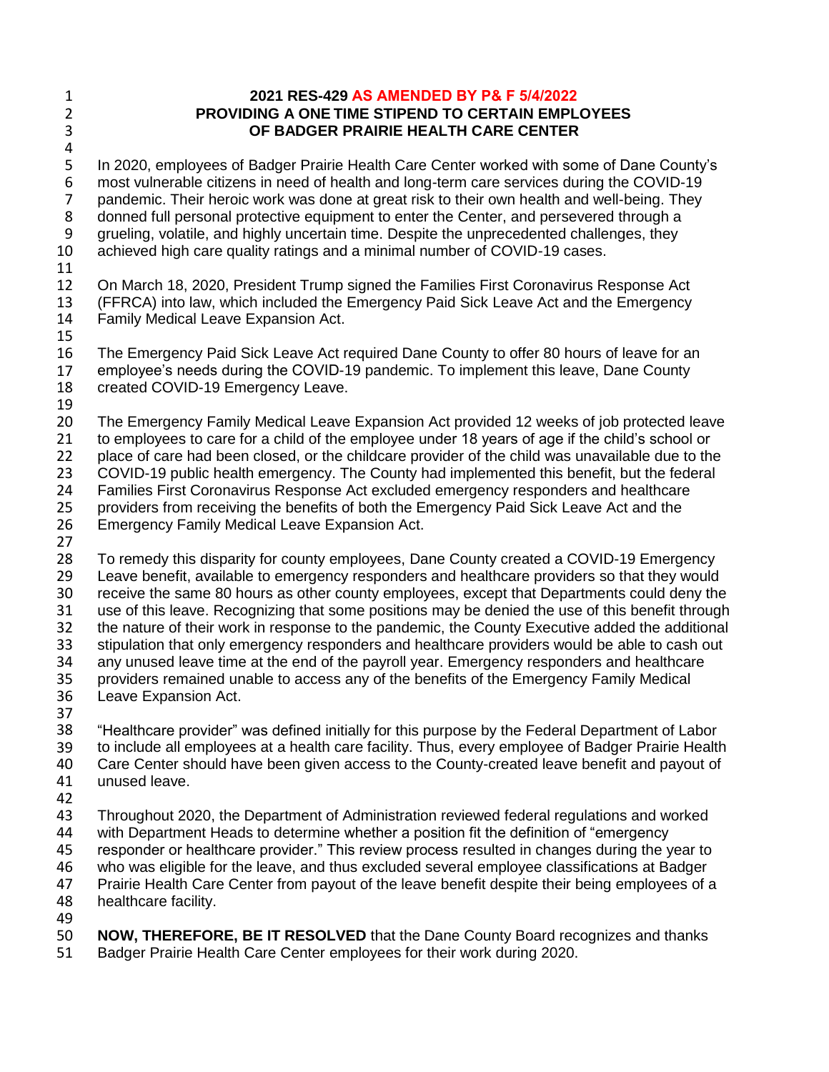**2021 RES-429 AS AMENDED BY P& F 5/4/2022**
**PROVIDING A ONE TIME STIPEND TO CERTAIN EMPLOYEES OF BADGER PRAIRIE HEALTH CARE CENTER**

In 2020, employees of Badger Prairie Health Care Center worked with some of Dane County's most vulnerable citizens in need of health and long-term care services during the COVID-19 pandemic. Their heroic work was done at great risk to their own health and well-being. They donned full personal protective equipment to enter the Center, and persevered through a grueling, volatile, and highly uncertain time. Despite the unprecedented challenges, they achieved high care quality ratings and a minimal number of COVID-19 cases.

On March 18, 2020, President Trump signed the Families First Coronavirus Response Act (FFRCA) into law, which included the Emergency Paid Sick Leave Act and the Emergency Family Medical Leave Expansion Act.

The Emergency Paid Sick Leave Act required Dane County to offer 80 hours of leave for an employee's needs during the COVID-19 pandemic. To implement this leave, Dane County created COVID-19 Emergency Leave.

The Emergency Family Medical Leave Expansion Act provided 12 weeks of job protected leave to employees to care for a child of the employee under 18 years of age if the child's school or place of care had been closed, or the childcare provider of the child was unavailable due to the COVID-19 public health emergency. The County had implemented this benefit, but the federal Families First Coronavirus Response Act excluded emergency responders and healthcare providers from receiving the benefits of both the Emergency Paid Sick Leave Act and the Emergency Family Medical Leave Expansion Act.

To remedy this disparity for county employees, Dane County created a COVID-19 Emergency Leave benefit, available to emergency responders and healthcare providers so that they would receive the same 80 hours as other county employees, except that Departments could deny the use of this leave. Recognizing that some positions may be denied the use of this benefit through the nature of their work in response to the pandemic, the County Executive added the additional stipulation that only emergency responders and healthcare providers would be able to cash out any unused leave time at the end of the payroll year. Emergency responders and healthcare providers remained unable to access any of the benefits of the Emergency Family Medical Leave Expansion Act.

"Healthcare provider" was defined initially for this purpose by the Federal Department of Labor to include all employees at a health care facility. Thus, every employee of Badger Prairie Health Care Center should have been given access to the County-created leave benefit and payout of unused leave.

Throughout 2020, the Department of Administration reviewed federal regulations and worked with Department Heads to determine whether a position fit the definition of "emergency responder or healthcare provider." This review process resulted in changes during the year to who was eligible for the leave, and thus excluded several employee classifications at Badger Prairie Health Care Center from payout of the leave benefit despite their being employees of a healthcare facility.

**NOW, THEREFORE, BE IT RESOLVED** that the Dane County Board recognizes and thanks Badger Prairie Health Care Center employees for their work during 2020.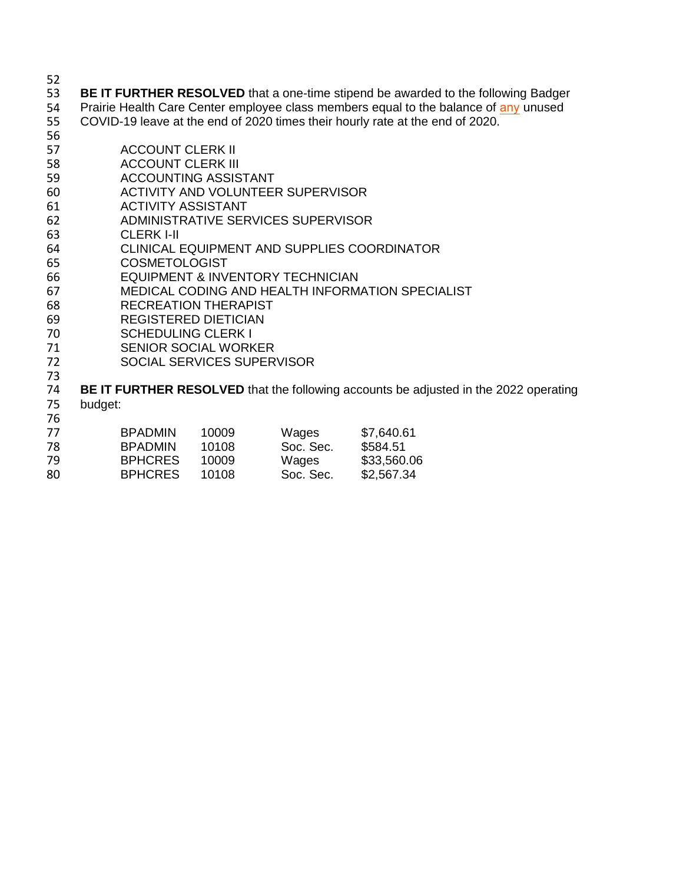**BE IT FURTHER RESOLVED** that a one-time stipend be awarded to the following Badger Prairie Health Care Center employee class members equal to the balance of any unused COVID-19 leave at the end of 2020 times their hourly rate at the end of 2020.

ACCOUNT CLERK II
ACCOUNT CLERK III
ACCOUNTING ASSISTANT
ACTIVITY AND VOLUNTEER SUPERVISOR
ACTIVITY ASSISTANT
ADMINISTRATIVE SERVICES SUPERVISOR
CLERK I-II
CLINICAL EQUIPMENT AND SUPPLIES COORDINATOR
COSMETOLOGIST
EQUIPMENT & INVENTORY TECHNICIAN
MEDICAL CODING AND HEALTH INFORMATION SPECIALIST
RECREATION THERAPIST
REGISTERED DIETICIAN
SCHEDULING CLERK I
SENIOR SOCIAL WORKER
SOCIAL SERVICES SUPERVISOR

**BE IT FURTHER RESOLVED** that the following accounts be adjusted in the 2022 operating budget:

| | | | |
|---|---|---|---|
| BPADMIN | 10009 | Wages | $7,640.61 |
| BPADMIN | 10108 | Soc. Sec. | $584.51 |
| BPHCRES | 10009 | Wages | $33,560.06 |
| BPHCRES | 10108 | Soc. Sec. | $2,567.34 |